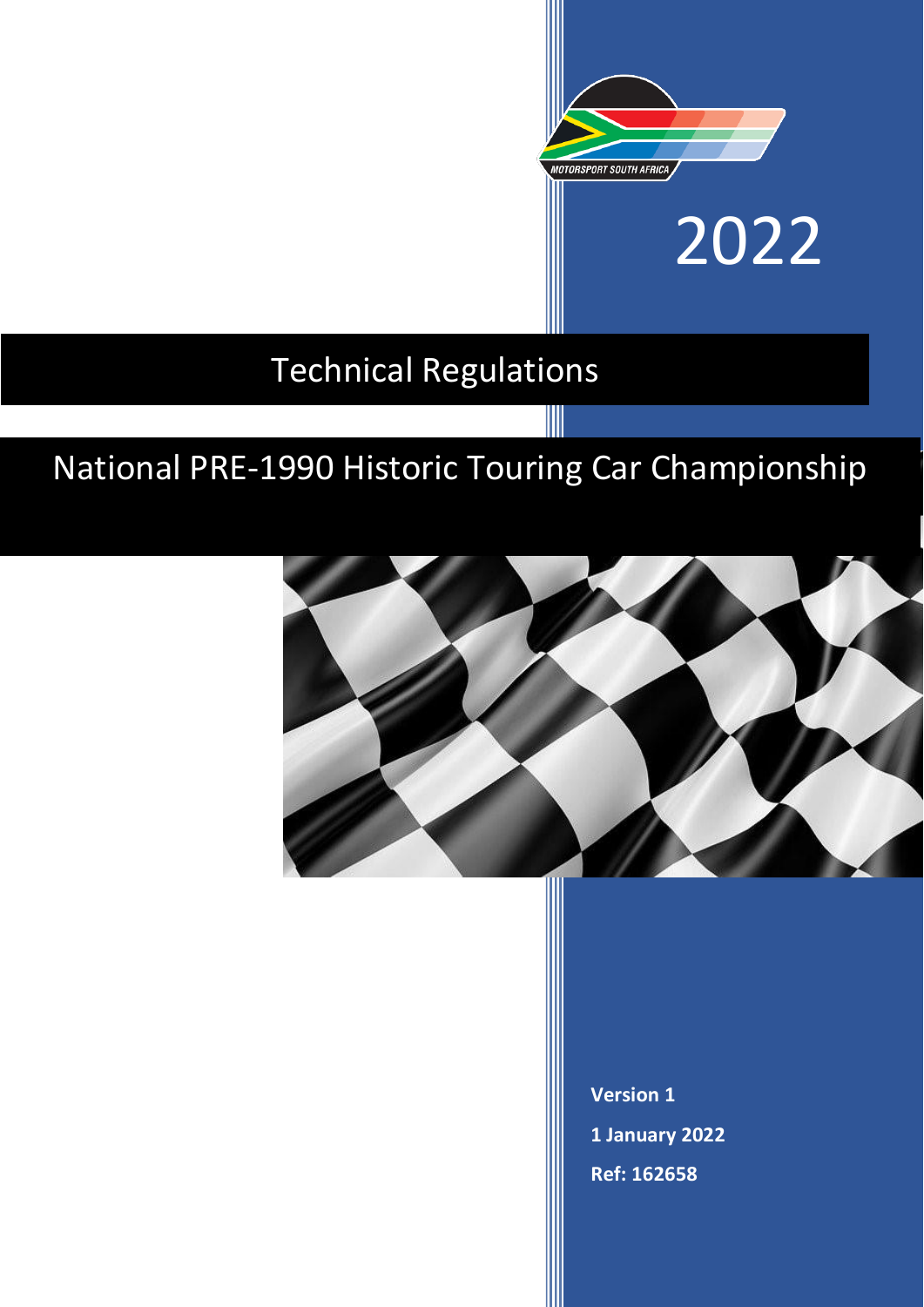MOTORSPORT SOUTH AFRICA

2022

# Technical Regulations

## National PRE-1990 Historic Touring Car Championship

**Version 1**

**1 January 2022**

**Ref: 162658**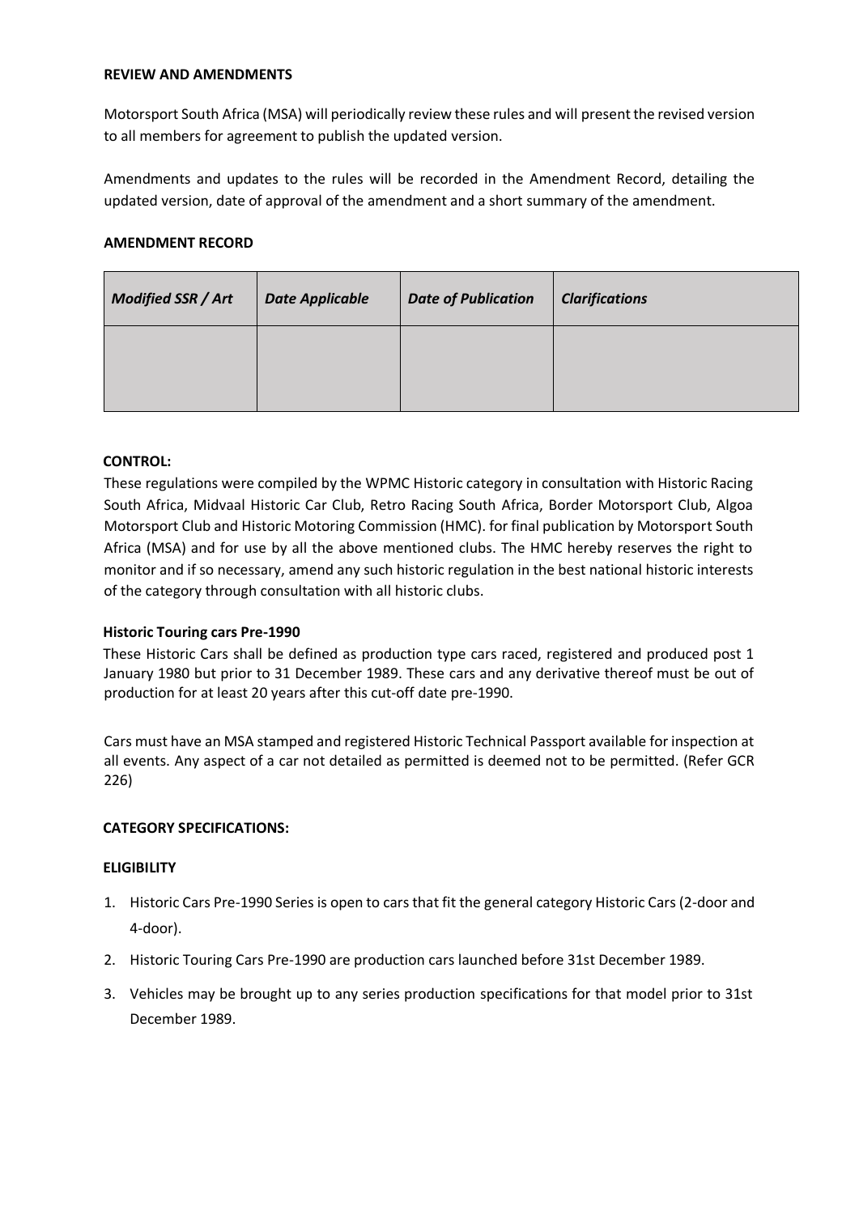**REVIEW AND AMENDMENTS**

Motorsport South Africa (MSA) will periodically review these rules and will present the revised version to all members for agreement to publish the updated version.

Amendments and updates to the rules will be recorded in the Amendment Record, detailing the updated version, date of approval of the amendment and a short summary of the amendment.

**AMENDMENT RECORD**

| *Modified SSR / Art* | *Date Applicable* | *Date of Publication* | *Clarifications* |
|---|---|---|---|
| | | | |

**CONTROL:**

These regulations were compiled by the WPMC Historic category in consultation with Historic Racing South Africa, Midvaal Historic Car Club, Retro Racing South Africa, Border Motorsport Club, Algoa Motorsport Club and Historic Motoring Commission (HMC). for final publication by Motorsport South Africa (MSA) and for use by all the above mentioned clubs. The HMC hereby reserves the right to monitor and if so necessary, amend any such historic regulation in the best national historic interests of the category through consultation with all historic clubs.

**Historic Touring cars Pre-1990**

These Historic Cars shall be defined as production type cars raced, registered and produced post 1 January 1980 but prior to 31 December 1989. These cars and any derivative thereof must be out of production for at least 20 years after this cut-off date pre-1990.

Cars must have an MSA stamped and registered Historic Technical Passport available for inspection at all events. Any aspect of a car not detailed as permitted is deemed not to be permitted. (Refer GCR 226)

**CATEGORY SPECIFICATIONS:**

**ELIGIBILITY**

1. Historic Cars Pre-1990 Series is open to cars that fit the general category Historic Cars (2-door and 4-door).
2. Historic Touring Cars Pre-1990 are production cars launched before 31st December 1989.
3. Vehicles may be brought up to any series production specifications for that model prior to 31st December 1989.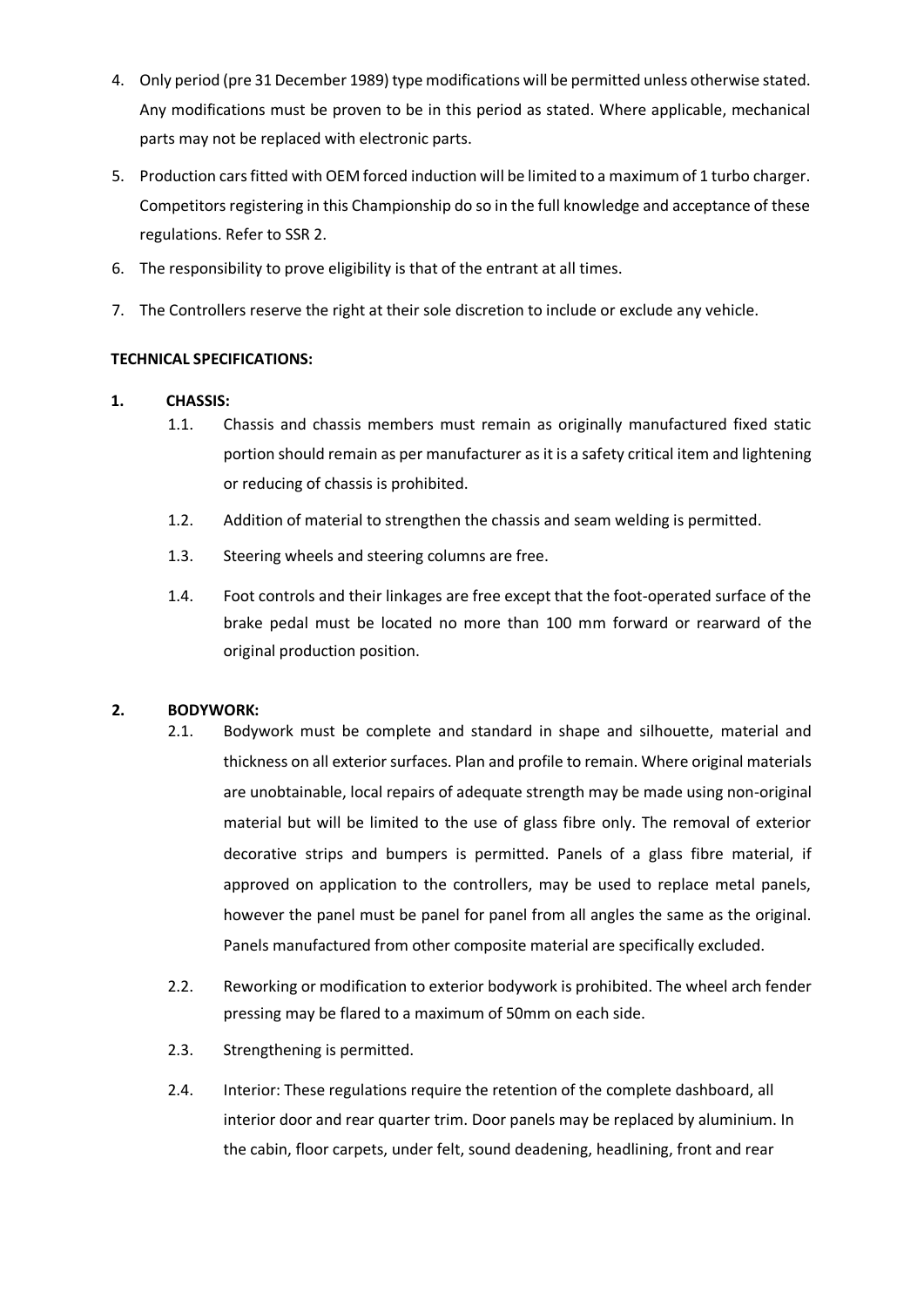4. Only period (pre 31 December 1989) type modifications will be permitted unless otherwise stated. Any modifications must be proven to be in this period as stated. Where applicable, mechanical parts may not be replaced with electronic parts.
5. Production cars fitted with OEM forced induction will be limited to a maximum of 1 turbo charger. Competitors registering in this Championship do so in the full knowledge and acceptance of these regulations. Refer to SSR 2.
6. The responsibility to prove eligibility is that of the entrant at all times.
7. The Controllers reserve the right at their sole discretion to include or exclude any vehicle.

**TECHNICAL SPECIFICATIONS:**

**1. CHASSIS:**

1.1. Chassis and chassis members must remain as originally manufactured fixed static portion should remain as per manufacturer as it is a safety critical item and lightening or reducing of chassis is prohibited.

1.2. Addition of material to strengthen the chassis and seam welding is permitted.

1.3. Steering wheels and steering columns are free.

1.4. Foot controls and their linkages are free except that the foot-operated surface of the brake pedal must be located no more than 100 mm forward or rearward of the original production position.

**2. BODYWORK:**

2.1. Bodywork must be complete and standard in shape and silhouette, material and thickness on all exterior surfaces. Plan and profile to remain. Where original materials are unobtainable, local repairs of adequate strength may be made using non-original material but will be limited to the use of glass fibre only. The removal of exterior decorative strips and bumpers is permitted. Panels of a glass fibre material, if approved on application to the controllers, may be used to replace metal panels, however the panel must be panel for panel from all angles the same as the original. Panels manufactured from other composite material are specifically excluded.

2.2. Reworking or modification to exterior bodywork is prohibited. The wheel arch fender pressing may be flared to a maximum of 50mm on each side.

2.3. Strengthening is permitted.

2.4. Interior: These regulations require the retention of the complete dashboard, all interior door and rear quarter trim. Door panels may be replaced by aluminium. In the cabin, floor carpets, under felt, sound deadening, headlining, front and rear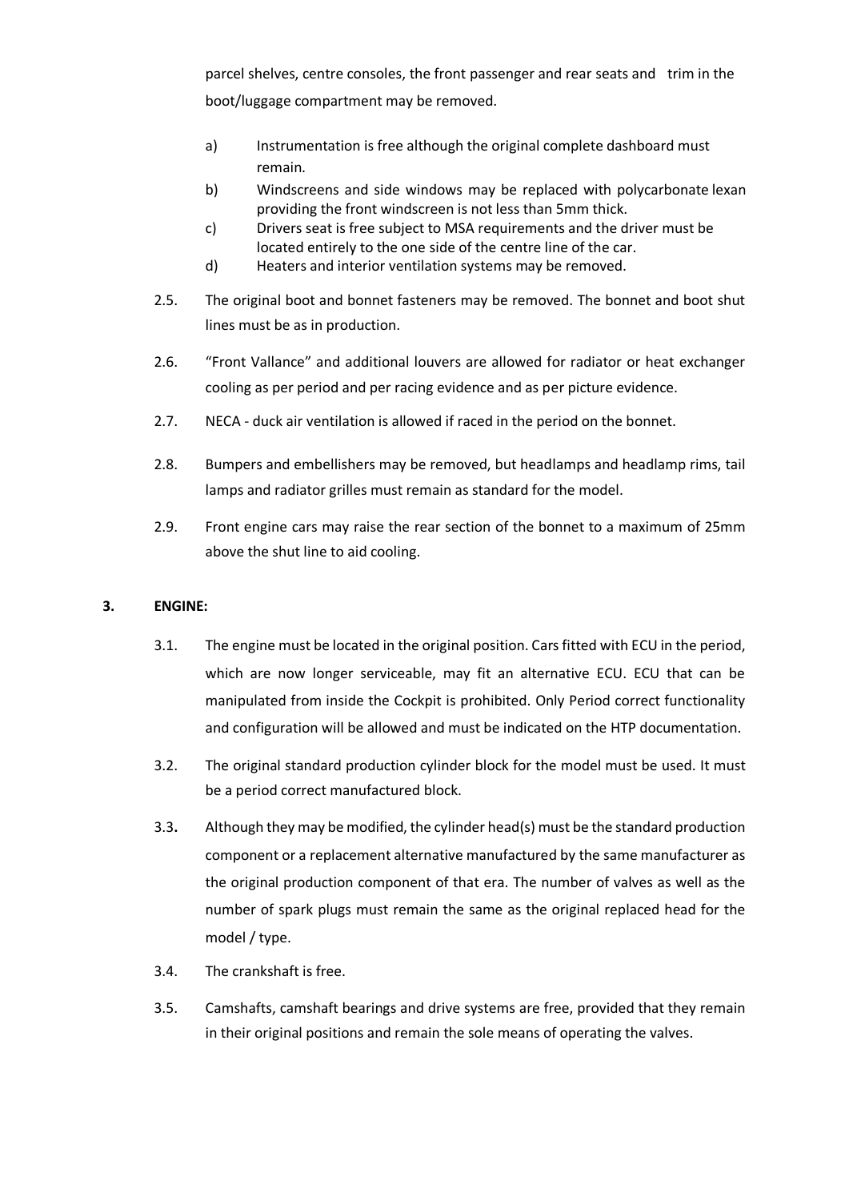parcel shelves, centre consoles, the front passenger and rear seats and trim in the boot/luggage compartment may be removed.

a) Instrumentation is free although the original complete dashboard must remain.

b) Windscreens and side windows may be replaced with polycarbonate lexan providing the front windscreen is not less than 5mm thick.

c) Drivers seat is free subject to MSA requirements and the driver must be located entirely to the one side of the centre line of the car.

d) Heaters and interior ventilation systems may be removed.

2.5. The original boot and bonnet fasteners may be removed. The bonnet and boot shut lines must be as in production.

2.6. "Front Vallance" and additional louvers are allowed for radiator or heat exchanger cooling as per period and per racing evidence and as per picture evidence.

2.7. NECA - duck air ventilation is allowed if raced in the period on the bonnet.

2.8. Bumpers and embellishers may be removed, but headlamps and headlamp rims, tail lamps and radiator grilles must remain as standard for the model.

2.9. Front engine cars may raise the rear section of the bonnet to a maximum of 25mm above the shut line to aid cooling.

## 3. ENGINE:

3.1. The engine must be located in the original position. Cars fitted with ECU in the period, which are now longer serviceable, may fit an alternative ECU. ECU that can be manipulated from inside the Cockpit is prohibited. Only Period correct functionality and configuration will be allowed and must be indicated on the HTP documentation.

3.2. The original standard production cylinder block for the model must be used. It must be a period correct manufactured block.

3.3. Although they may be modified, the cylinder head(s) must be the standard production component or a replacement alternative manufactured by the same manufacturer as the original production component of that era. The number of valves as well as the number of spark plugs must remain the same as the original replaced head for the model / type.

3.4. The crankshaft is free.

3.5. Camshafts, camshaft bearings and drive systems are free, provided that they remain in their original positions and remain the sole means of operating the valves.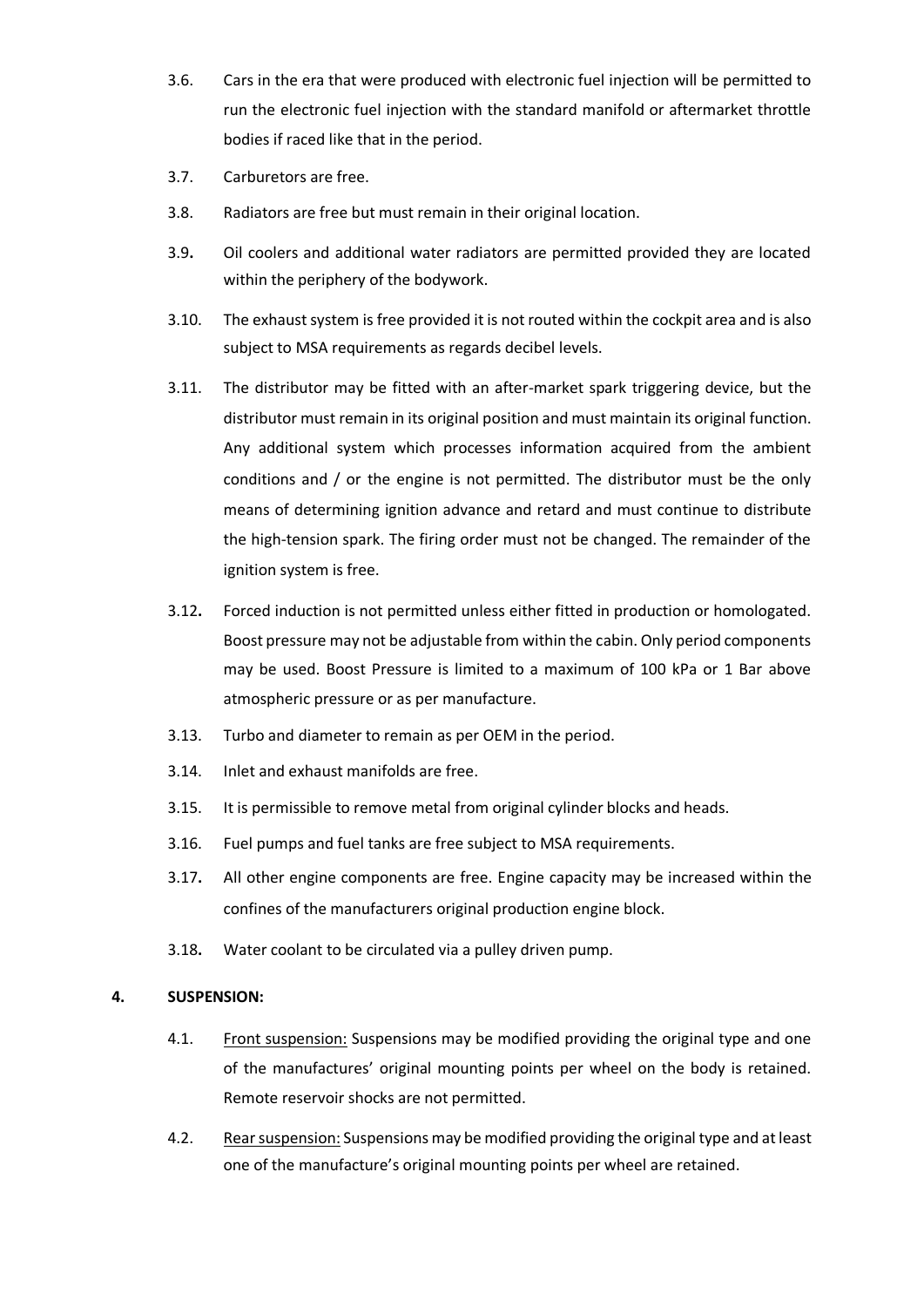3.6. Cars in the era that were produced with electronic fuel injection will be permitted to run the electronic fuel injection with the standard manifold or aftermarket throttle bodies if raced like that in the period.

3.7. Carburetors are free.

3.8. Radiators are free but must remain in their original location.

3.9. Oil coolers and additional water radiators are permitted provided they are located within the periphery of the bodywork.

3.10. The exhaust system is free provided it is not routed within the cockpit area and is also subject to MSA requirements as regards decibel levels.

3.11. The distributor may be fitted with an after-market spark triggering device, but the distributor must remain in its original position and must maintain its original function. Any additional system which processes information acquired from the ambient conditions and / or the engine is not permitted. The distributor must be the only means of determining ignition advance and retard and must continue to distribute the high-tension spark. The firing order must not be changed. The remainder of the ignition system is free.

3.12. Forced induction is not permitted unless either fitted in production or homologated. Boost pressure may not be adjustable from within the cabin. Only period components may be used. Boost Pressure is limited to a maximum of 100 kPa or 1 Bar above atmospheric pressure or as per manufacture.

3.13. Turbo and diameter to remain as per OEM in the period.

3.14. Inlet and exhaust manifolds are free.

3.15. It is permissible to remove metal from original cylinder blocks and heads.

3.16. Fuel pumps and fuel tanks are free subject to MSA requirements.

3.17. All other engine components are free. Engine capacity may be increased within the confines of the manufacturers original production engine block.

3.18. Water coolant to be circulated via a pulley driven pump.

**4. SUSPENSION:**

4.1. Front suspension: Suspensions may be modified providing the original type and one of the manufactures' original mounting points per wheel on the body is retained. Remote reservoir shocks are not permitted.

4.2. Rear suspension: Suspensions may be modified providing the original type and at least one of the manufacture's original mounting points per wheel are retained.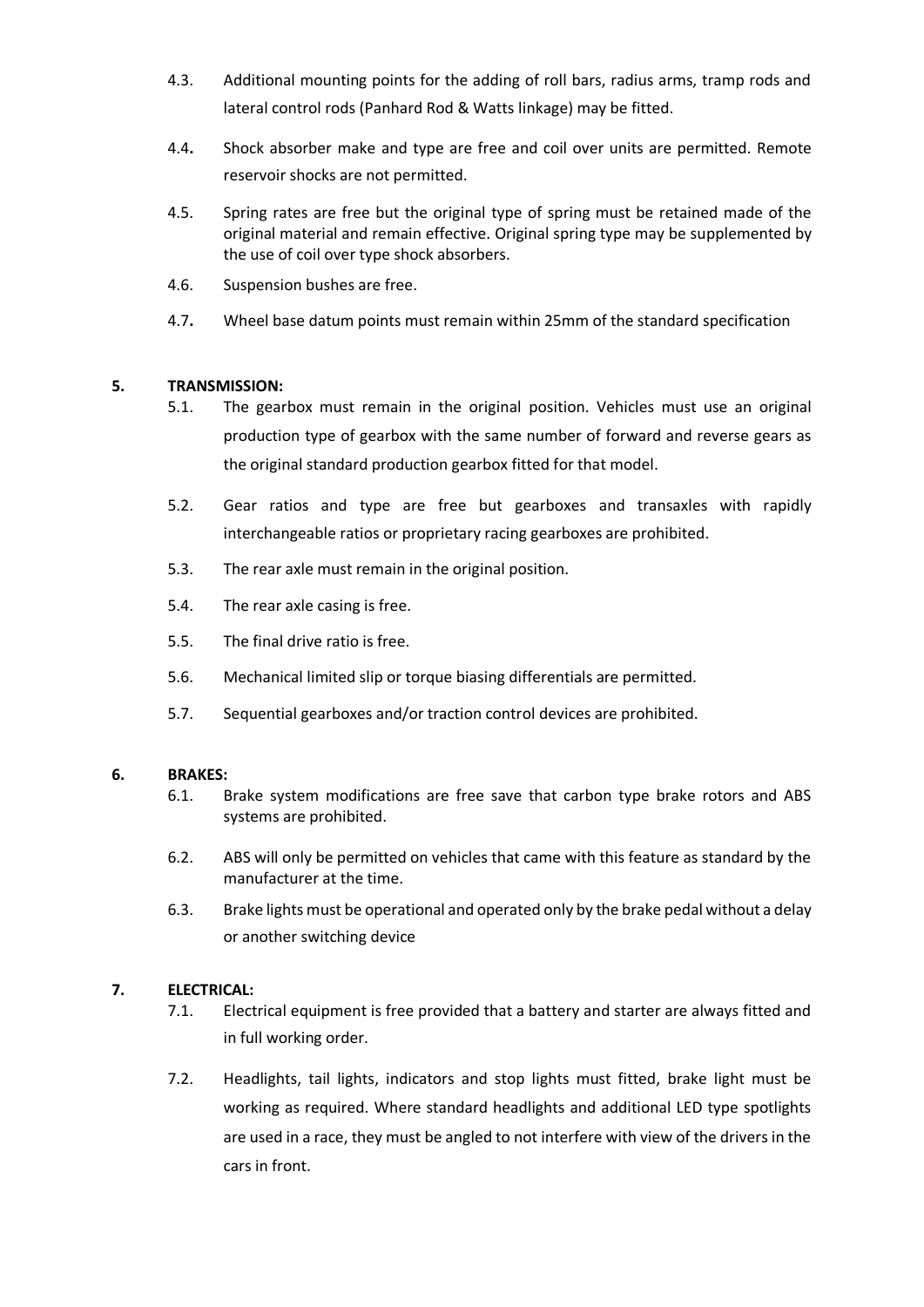4.3. Additional mounting points for the adding of roll bars, radius arms, tramp rods and lateral control rods (Panhard Rod & Watts linkage) may be fitted.

4.4. Shock absorber make and type are free and coil over units are permitted. Remote reservoir shocks are not permitted.

4.5. Spring rates are free but the original type of spring must be retained made of the original material and remain effective. Original spring type may be supplemented by the use of coil over type shock absorbers.

4.6. Suspension bushes are free.

4.7. Wheel base datum points must remain within 25mm of the standard specification

## 5. TRANSMISSION:

5.1. The gearbox must remain in the original position. Vehicles must use an original production type of gearbox with the same number of forward and reverse gears as the original standard production gearbox fitted for that model.

5.2. Gear ratios and type are free but gearboxes and transaxles with rapidly interchangeable ratios or proprietary racing gearboxes are prohibited.

5.3. The rear axle must remain in the original position.

5.4. The rear axle casing is free.

5.5. The final drive ratio is free.

5.6. Mechanical limited slip or torque biasing differentials are permitted.

5.7. Sequential gearboxes and/or traction control devices are prohibited.

## 6. BRAKES:

6.1. Brake system modifications are free save that carbon type brake rotors and ABS systems are prohibited.

6.2. ABS will only be permitted on vehicles that came with this feature as standard by the manufacturer at the time.

6.3. Brake lights must be operational and operated only by the brake pedal without a delay or another switching device

## 7. ELECTRICAL:

7.1. Electrical equipment is free provided that a battery and starter are always fitted and in full working order.

7.2. Headlights, tail lights, indicators and stop lights must fitted, brake light must be working as required. Where standard headlights and additional LED type spotlights are used in a race, they must be angled to not interfere with view of the drivers in the cars in front.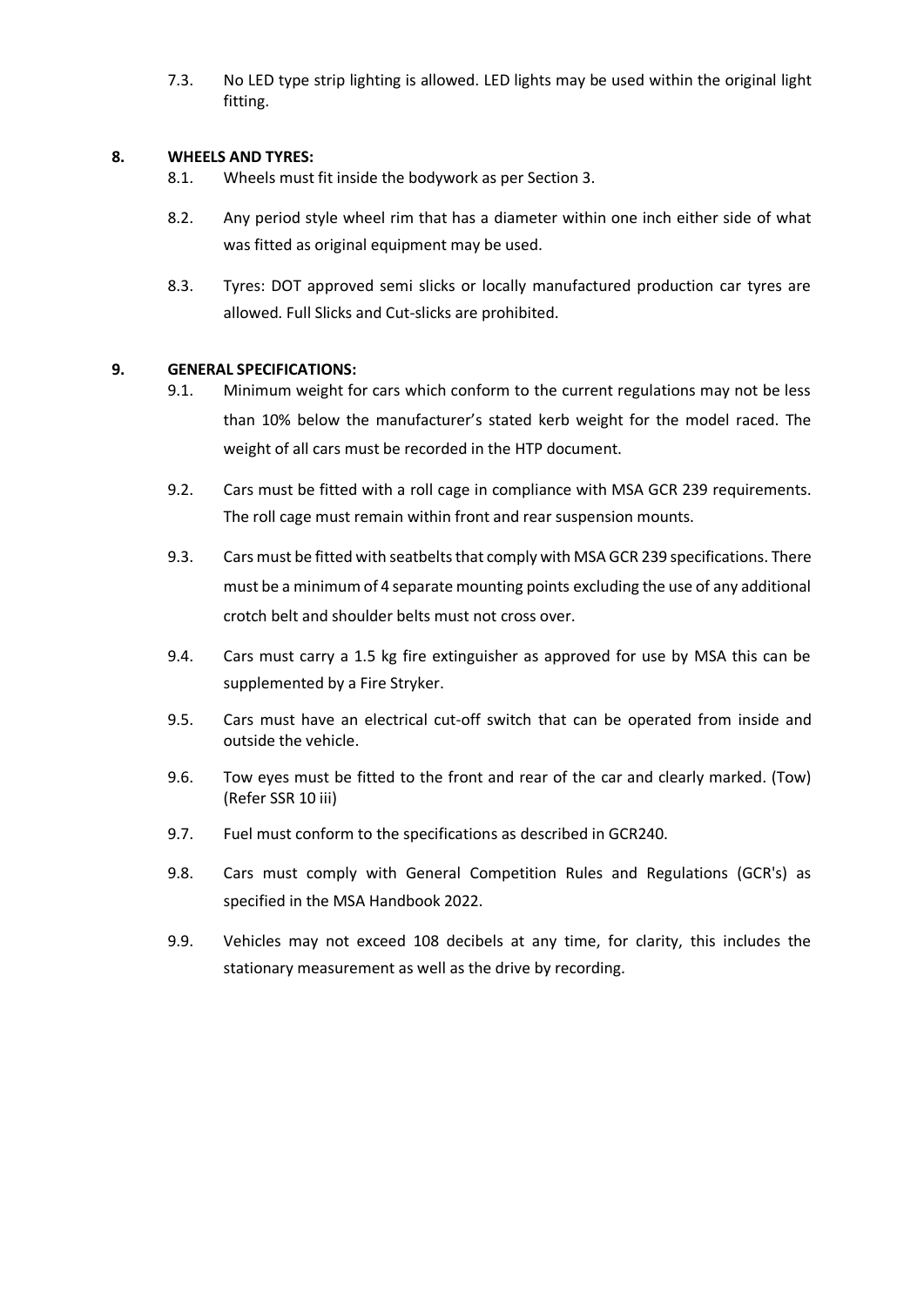7.3. No LED type strip lighting is allowed. LED lights may be used within the original light fitting.

## 8. WHEELS AND TYRES:

8.1. Wheels must fit inside the bodywork as per Section 3.

8.2. Any period style wheel rim that has a diameter within one inch either side of what was fitted as original equipment may be used.

8.3. Tyres: DOT approved semi slicks or locally manufactured production car tyres are allowed. Full Slicks and Cut-slicks are prohibited.

## 9. GENERAL SPECIFICATIONS:

9.1. Minimum weight for cars which conform to the current regulations may not be less than 10% below the manufacturer's stated kerb weight for the model raced. The weight of all cars must be recorded in the HTP document.

9.2. Cars must be fitted with a roll cage in compliance with MSA GCR 239 requirements. The roll cage must remain within front and rear suspension mounts.

9.3. Cars must be fitted with seatbelts that comply with MSA GCR 239 specifications. There must be a minimum of 4 separate mounting points excluding the use of any additional crotch belt and shoulder belts must not cross over.

9.4. Cars must carry a 1.5 kg fire extinguisher as approved for use by MSA this can be supplemented by a Fire Stryker.

9.5. Cars must have an electrical cut-off switch that can be operated from inside and outside the vehicle.

9.6. Tow eyes must be fitted to the front and rear of the car and clearly marked. (Tow) (Refer SSR 10 iii)

9.7. Fuel must conform to the specifications as described in GCR240.

9.8. Cars must comply with General Competition Rules and Regulations (GCR's) as specified in the MSA Handbook 2022.

9.9. Vehicles may not exceed 108 decibels at any time, for clarity, this includes the stationary measurement as well as the drive by recording.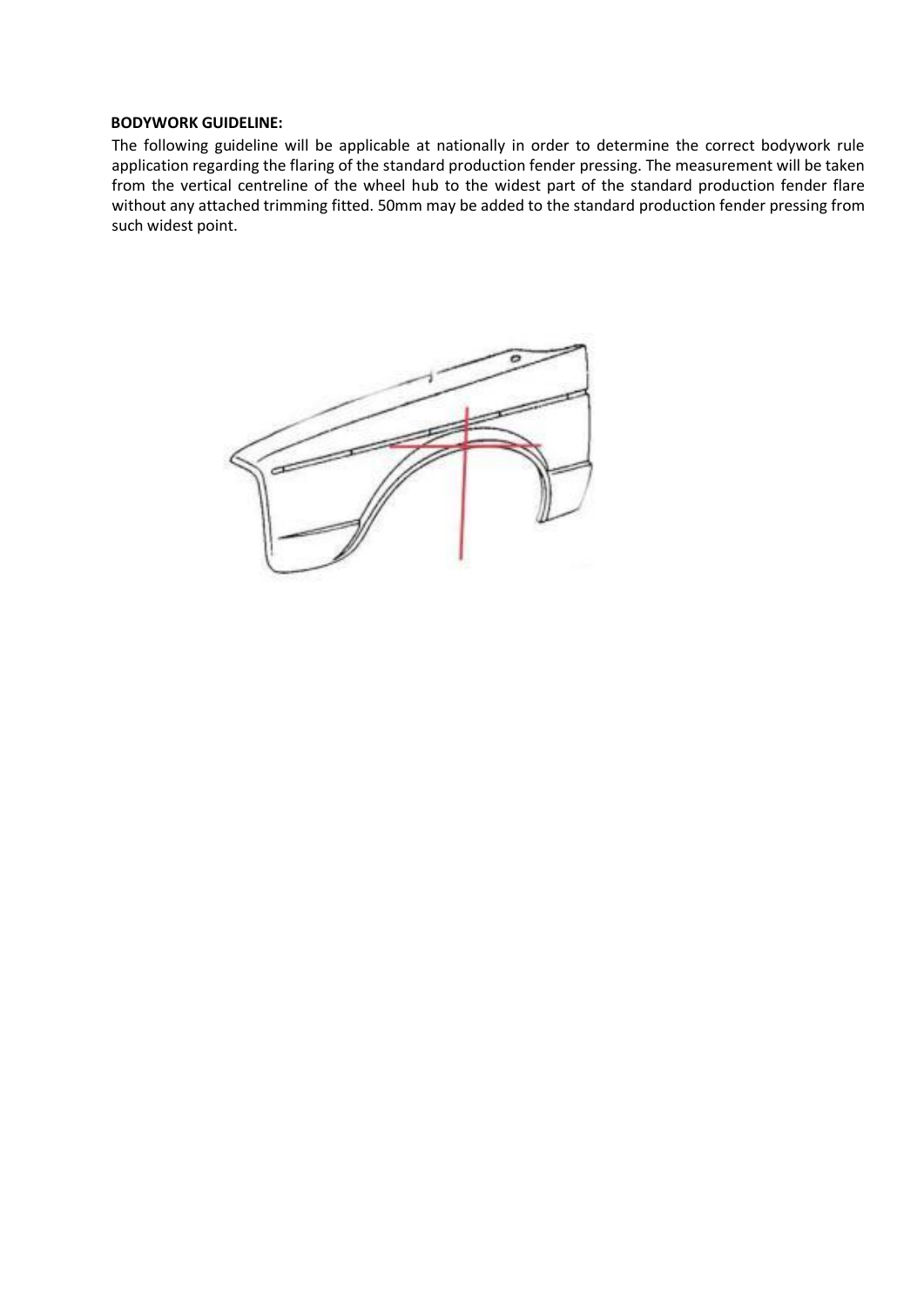**BODYWORK GUIDELINE:**

The following guideline will be applicable at nationally in order to determine the correct bodywork rule application regarding the flaring of the standard production fender pressing. The measurement will be taken from the vertical centreline of the wheel hub to the widest part of the standard production fender flare without any attached trimming fitted. 50mm may be added to the standard production fender pressing from such widest point.